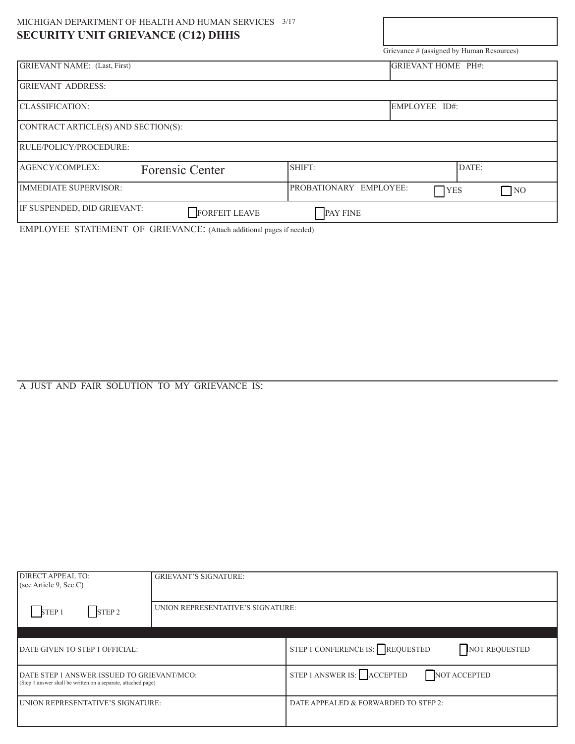MICHIGAN DEPARTMENT OF HEALTH AND HUMAN SERVICES 3/17

# SECURITY UNIT GRIEVANCE (C12) DHHS

Grievance # (assigned by Human Resources)

| | | | |
|---|---|---|---|
| GRIEVANT NAME: (Last, First) | | GRIEVANT HOME PH#: | |
| GRIEVANT ADDRESS: | | | |
| CLASSIFICATION: | | EMPLOYEE ID#: | |
| CONTRACT ARTICLE(S) AND SECTION(S): | | | |
| RULE/POLICY/PROCEDURE: | | | |
| AGENCY/COMPLEX: Forensic Center | SHIFT: | | DATE: |
| IMMEDIATE SUPERVISOR: | PROBATIONARY EMPLOYEE: ☐ YES ☐ NO | | |
| IF SUSPENDED, DID GRIEVANT: ☐ FORFEIT LEAVE | ☐ PAY FINE | | |

EMPLOYEE STATEMENT OF GRIEVANCE: (Attach additional pages if needed)

A JUST AND FAIR SOLUTION TO MY GRIEVANCE IS:

| | |
|---|---|
| DIRECT APPEAL TO: (see Article 9, Sec.C) | GRIEVANT'S SIGNATURE: |
| ☐ STEP 1 ☐ STEP 2 | UNION REPRESENTATIVE'S SIGNATURE: |

| | |
|---|---|
| DATE GIVEN TO STEP 1 OFFICIAL: | STEP 1 CONFERENCE IS: ☐ REQUESTED ☐ NOT REQUESTED |
| DATE STEP 1 ANSWER ISSUED TO GRIEVANT/MCO: (Step 1 answer shall be written on a separate, attached page) | STEP 1 ANSWER IS: ☐ ACCEPTED ☐ NOT ACCEPTED |
| UNION REPRESENTATIVE'S SIGNATURE: | DATE APPEALED & FORWARDED TO STEP 2: |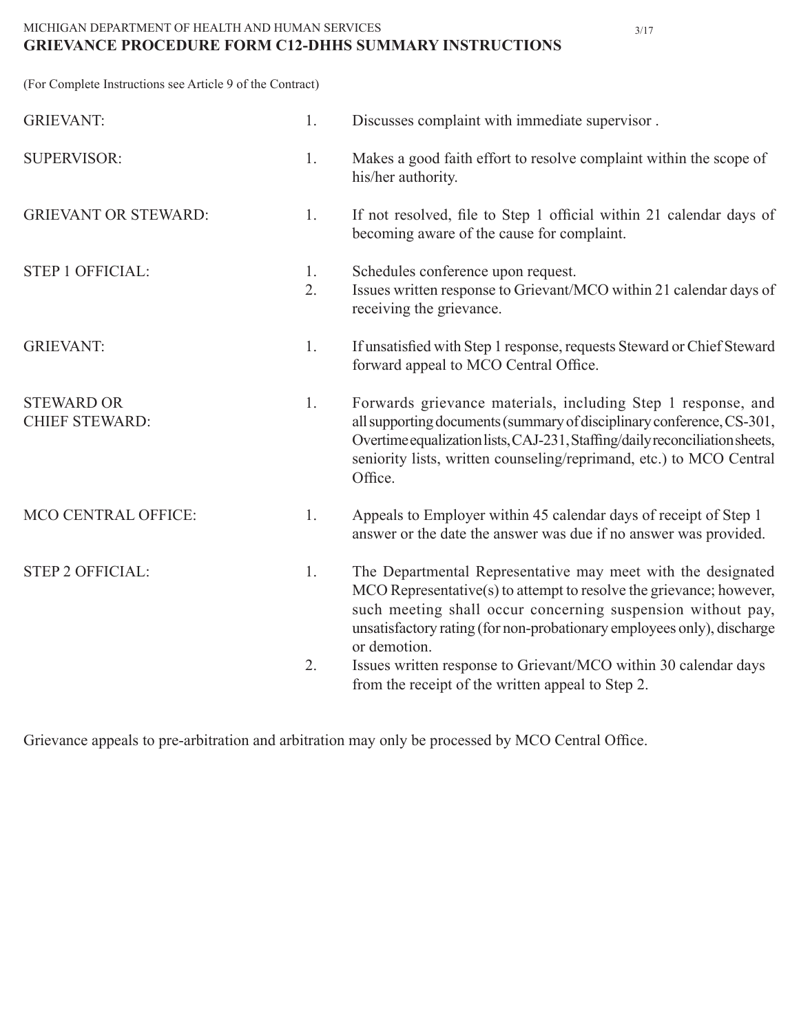MICHIGAN DEPARTMENT OF HEALTH AND HUMAN SERVICES

## GRIEVANCE PROCEDURE FORM C12-DHHS SUMMARY INSTRUCTIONS

(For Complete Instructions see Article 9 of the Contract)

| | | |
|---|---|---|
| GRIEVANT: | 1. | Discusses complaint with immediate supervisor . |
| SUPERVISOR: | 1. | Makes a good faith effort to resolve complaint within the scope of his/her authority. |
| GRIEVANT OR STEWARD: | 1. | If not resolved, file to Step 1 official within 21 calendar days of becoming aware of the cause for complaint. |
| STEP 1 OFFICIAL: | 1. | Schedules conference upon request. |
| | 2. | Issues written response to Grievant/MCO within 21 calendar days of receiving the grievance. |
| GRIEVANT: | 1. | If unsatisfied with Step 1 response, requests Steward or Chief Steward forward appeal to MCO Central Office. |
| STEWARD OR CHIEF STEWARD: | 1. | Forwards grievance materials, including Step 1 response, and all supporting documents (summary of disciplinary conference, CS-301, Overtime equalization lists, CAJ-231, Staffing/daily reconciliation sheets, seniority lists, written counseling/reprimand, etc.) to MCO Central Office. |
| MCO CENTRAL OFFICE: | 1. | Appeals to Employer within 45 calendar days of receipt of Step 1 answer or the date the answer was due if no answer was provided. |
| STEP 2 OFFICIAL: | 1. | The Departmental Representative may meet with the designated MCO Representative(s) to attempt to resolve the grievance; however, such meeting shall occur concerning suspension without pay, unsatisfactory rating (for non-probationary employees only), discharge or demotion. |
| | 2. | Issues written response to Grievant/MCO within 30 calendar days from the receipt of the written appeal to Step 2. |

Grievance appeals to pre-arbitration and arbitration may only be processed by MCO Central Office.